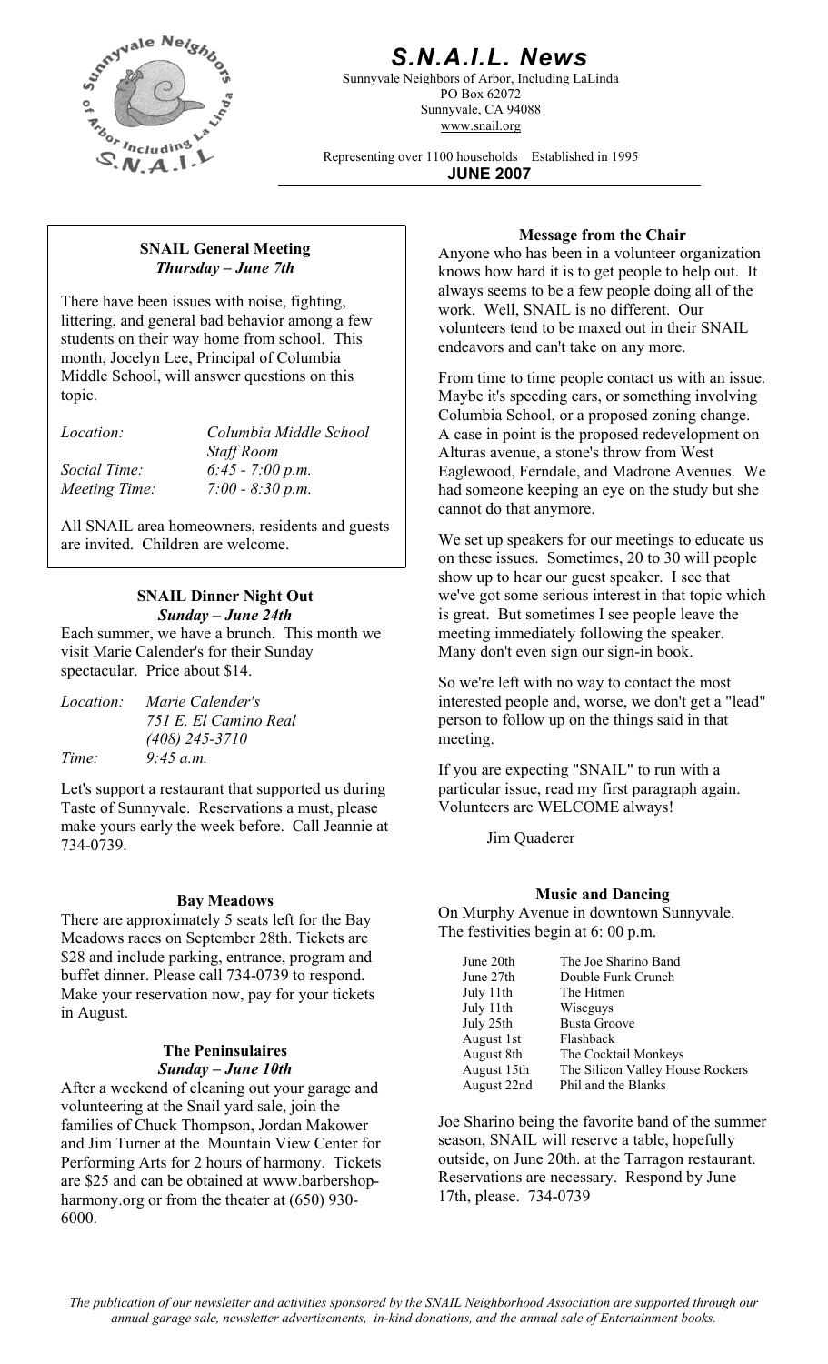# S.N.A.I.L. News

Sunnyvale Neighbors of Arbor, Including LaLinda
PO Box 62072
Sunnyvale, CA 94088
www.snail.org

Representing over 1100 households Established in 1995

**JUNE 2007**

### SNAIL General Meeting
***Thursday – June 7th***

There have been issues with noise, fighting, littering, and general bad behavior among a few students on their way home from school. This month, Jocelyn Lee, Principal of Columbia Middle School, will answer questions on this topic.

| | |
|---|---|
| *Location:* | *Columbia Middle School Staff Room* |
| *Social Time:* | *6:45 - 7:00 p.m.* |
| *Meeting Time:* | *7:00 - 8:30 p.m.* |

All SNAIL area homeowners, residents and guests are invited. Children are welcome.

### SNAIL Dinner Night Out
***Sunday – June 24th***

Each summer, we have a brunch. This month we visit Marie Calender's for their Sunday spectacular. Price about $14.

| | |
|---|---|
| *Location:* | *Marie Calender's*<br>*751 E. El Camino Real*<br>*(408) 245-3710* |
| *Time:* | *9:45 a.m.* |

Let's support a restaurant that supported us during Taste of Sunnyvale. Reservations a must, please make yours early the week before. Call Jeannie at 734-0739.

### Bay Meadows

There are approximately 5 seats left for the Bay Meadows races on September 28th. Tickets are $28 and include parking, entrance, program and buffet dinner. Please call 734-0739 to respond. Make your reservation now, pay for your tickets in August.

### The Peninsulaires
***Sunday – June 10th***

After a weekend of cleaning out your garage and volunteering at the Snail yard sale, join the families of Chuck Thompson, Jordan Makower and Jim Turner at the Mountain View Center for Performing Arts for 2 hours of harmony. Tickets are $25 and can be obtained at www.barbershop-harmony.org or from the theater at (650) 930-6000.

### Message from the Chair

Anyone who has been in a volunteer organization knows how hard it is to get people to help out. It always seems to be a few people doing all of the work. Well, SNAIL is no different. Our volunteers tend to be maxed out in their SNAIL endeavors and can't take on any more.

From time to time people contact us with an issue. Maybe it's speeding cars, or something involving Columbia School, or a proposed zoning change. A case in point is the proposed redevelopment on Alturas avenue, a stone's throw from West Eaglewood, Ferndale, and Madrone Avenues. We had someone keeping an eye on the study but she cannot do that anymore.

We set up speakers for our meetings to educate us on these issues. Sometimes, 20 to 30 will people show up to hear our guest speaker. I see that we've got some serious interest in that topic which is great. But sometimes I see people leave the meeting immediately following the speaker. Many don't even sign our sign-in book.

So we're left with no way to contact the most interested people and, worse, we don't get a "lead" person to follow up on the things said in that meeting.

If you are expecting "SNAIL" to run with a particular issue, read my first paragraph again. Volunteers are WELCOME always!

Jim Quaderer

### Music and Dancing

On Murphy Avenue in downtown Sunnyvale. The festivities begin at 6: 00 p.m.

| | |
|---|---|
| June 20th | The Joe Sharino Band |
| June 27th | Double Funk Crunch |
| July 11th | The Hitmen |
| July 11th | Wiseguys |
| July 25th | Busta Groove |
| August 1st | Flashback |
| August 8th | The Cocktail Monkeys |
| August 15th | The Silicon Valley House Rockers |
| August 22nd | Phil and the Blanks |

Joe Sharino being the favorite band of the summer season, SNAIL will reserve a table, hopefully outside, on June 20th. at the Tarragon restaurant. Reservations are necessary. Respond by June 17th, please. 734-0739

*The publication of our newsletter and activities sponsored by the SNAIL Neighborhood Association are supported through our annual garage sale, newsletter advertisements, in-kind donations, and the annual sale of Entertainment books.*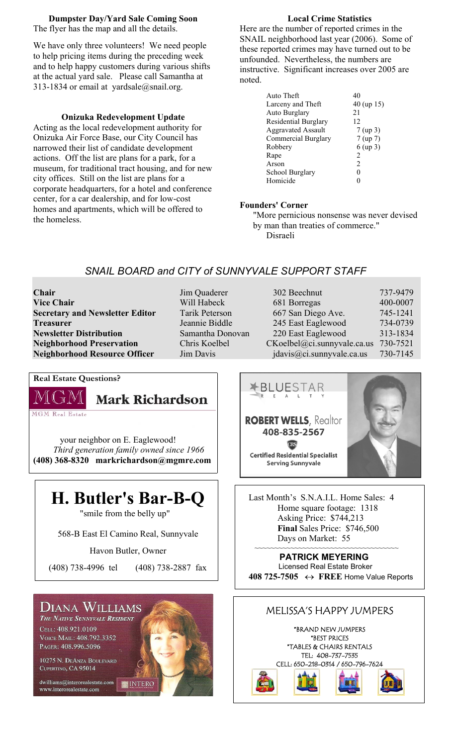### Dumpster Day/Yard Sale Coming Soon

The flyer has the map and all the details.

We have only three volunteers! We need people to help pricing items during the preceding week and to help happy customers during various shifts at the actual yard sale. Please call Samantha at 313-1834 or email at yardsale@snail.org.

### Onizuka Redevelopment Update

Acting as the local redevelopment authority for Onizuka Air Force Base, our City Council has narrowed their list of candidate development actions. Off the list are plans for a park, for a museum, for traditional tract housing, and for new city offices. Still on the list are plans for a corporate headquarters, for a hotel and conference center, for a car dealership, and for low-cost homes and apartments, which will be offered to the homeless.

### Local Crime Statistics

Here are the number of reported crimes in the SNAIL neighborhood last year (2006). Some of these reported crimes may have turned out to be unfounded. Nevertheless, the numbers are instructive. Significant increases over 2005 are noted.

| | |
|---|---|
| Auto Theft | 40 |
| Larceny and Theft | 40 (up 15) |
| Auto Burglary | 21 |
| Residential Burglary | 12 |
| Aggravated Assault | 7 (up 3) |
| Commercial Burglary | 7 (up 7) |
| Robbery | 6 (up 3) |
| Rape | 2 |
| Arson | 2 |
| School Burglary | 0 |
| Homicide | 0 |

### Founders' Corner

"More pernicious nonsense was never devised by man than treaties of commerce."
Disraeli

## *SNAIL BOARD and CITY of SUNNYVALE SUPPORT STAFF*

| | | | |
|---|---|---|---|
| **Chair** | Jim Quaderer | 302 Beechnut | 737-9479 |
| **Vice Chair** | Will Habeck | 681 Borregas | 400-0007 |
| **Secretary and Newsletter Editor** | Tarik Peterson | 667 San Diego Ave. | 745-1241 |
| **Treasurer** | Jeannie Biddle | 245 East Eaglewood | 734-0739 |
| **Newsletter Distribution** | Samantha Donovan | 220 East Eaglewood | 313-1834 |
| **Neighborhood Preservation** | Chris Koelbel | CKoelbel@ci.sunnyvale.ca.us | 730-7521 |
| **Neighborhood Resource Officer** | Jim Davis | jdavis@ci.sunnyvale.ca.us | 730-7145 |

**Real Estate Questions?**

MGM **Mark Richardson**

MGM Real Estate

your neighbor on E. Eaglewood!
*Third generation family owned since 1966*
**(408) 368-8320 markrichardson@mgmre.com**

BLUESTAR REALTY

**ROBERT WELLS**, Realtor
**408-835-2567**
CRS
**Certified Residential Specialist**
**Serving Sunnyvale**

# H. Butler's Bar-B-Q

"smile from the belly up"

568-B East El Camino Real, Sunnyvale

Havon Butler, Owner

(408) 738-4996 tel (408) 738-2887 fax

Last Month's S.N.A.I.L. Home Sales: 4
Home square footage: 1318
Asking Price: $744,213
**Final** Sales Price: $746,500
Days on Market: 55

**PATRICK MEYERING**
Licensed Real Estate Broker
**408 725-7505** ↔ **FREE** Home Value Reports

DIANA WILLIAMS
*THE NATIVE SUNNYVALE RESIDENT*
CELL: 408.921.0109
VOICE MAIL: 408.792.3352
PAGER: 408.996.5096
10275 N. DEANZA BOULEVARD
CUPERTINO, CA 95014
dwilliams@interorealestate.com
www.interorealestate.com
INTERO

MELISSA'S HAPPY JUMPERS

*BRAND NEW JUMPERS
*BEST PRICES
*TABLES & CHAIRS RENTALS
TEL: 408-737-7535
CELL: 650-218-0314 / 650-796-7624